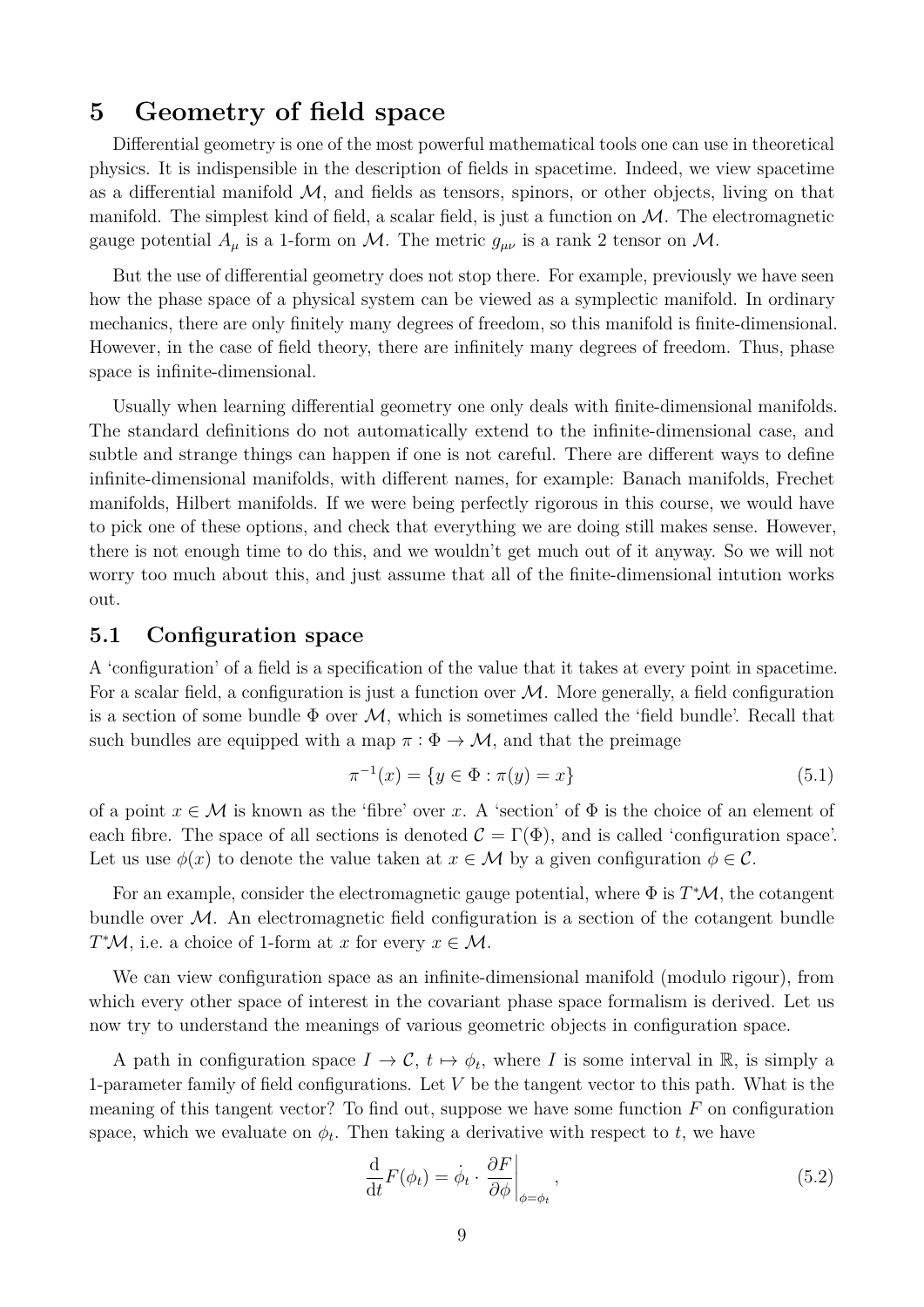# 5 Geometry of field space

Differential geometry is one of the most powerful mathematical tools one can use in theoretical physics. It is indispensible in the description of fields in spacetime. Indeed, we view spacetime as a differential manifold $\mathcal{M}$, and fields as tensors, spinors, or other objects, living on that manifold. The simplest kind of field, a scalar field, is just a function on $\mathcal{M}$. The electromagnetic gauge potential $A_\mu$ is a 1-form on $\mathcal{M}$. The metric $g_{\mu\nu}$ is a rank 2 tensor on $\mathcal{M}$.

But the use of differential geometry does not stop there. For example, previously we have seen how the phase space of a physical system can be viewed as a symplectic manifold. In ordinary mechanics, there are only finitely many degrees of freedom, so this manifold is finite-dimensional. However, in the case of field theory, there are infinitely many degrees of freedom. Thus, phase space is infinite-dimensional.

Usually when learning differential geometry one only deals with finite-dimensional manifolds. The standard definitions do not automatically extend to the infinite-dimensional case, and subtle and strange things can happen if one is not careful. There are different ways to define infinite-dimensional manifolds, with different names, for example: Banach manifolds, Frechet manifolds, Hilbert manifolds. If we were being perfectly rigorous in this course, we would have to pick one of these options, and check that everything we are doing still makes sense. However, there is not enough time to do this, and we wouldn't get much out of it anyway. So we will not worry too much about this, and just assume that all of the finite-dimensional intution works out.

## 5.1 Configuration space

A 'configuration' of a field is a specification of the value that it takes at every point in spacetime. For a scalar field, a configuration is just a function over $\mathcal{M}$. More generally, a field configuration is a section of some bundle $\Phi$ over $\mathcal{M}$, which is sometimes called the 'field bundle'. Recall that such bundles are equipped with a map $\pi : \Phi \to \mathcal{M}$, and that the preimage

$$\pi^{-1}(x) = \{y \in \Phi : \pi(y) = x\} \tag{5.1}$$

of a point $x \in \mathcal{M}$ is known as the 'fibre' over $x$. A 'section' of $\Phi$ is the choice of an element of each fibre. The space of all sections is denoted $\mathcal{C} = \Gamma(\Phi)$, and is called 'configuration space'. Let us use $\phi(x)$ to denote the value taken at $x \in \mathcal{M}$ by a given configuration $\phi \in \mathcal{C}$.

For an example, consider the electromagnetic gauge potential, where $\Phi$ is $T^*\mathcal{M}$, the cotangent bundle over $\mathcal{M}$. An electromagnetic field configuration is a section of the cotangent bundle $T^*\mathcal{M}$, i.e. a choice of 1-form at $x$ for every $x \in \mathcal{M}$.

We can view configuration space as an infinite-dimensional manifold (modulo rigour), from which every other space of interest in the covariant phase space formalism is derived. Let us now try to understand the meanings of various geometric objects in configuration space.

A path in configuration space $I \to \mathcal{C}$, $t \mapsto \phi_t$, where $I$ is some interval in $\mathbb{R}$, is simply a 1-parameter family of field configurations. Let $V$ be the tangent vector to this path. What is the meaning of this tangent vector? To find out, suppose we have some function $F$ on configuration space, which we evaluate on $\phi_t$. Then taking a derivative with respect to $t$, we have

$$\frac{\mathrm{d}}{\mathrm{d}t} F(\phi_t) = \dot{\phi}_t \cdot \left. \frac{\partial F}{\partial \phi} \right|_{\phi=\phi_t}, \tag{5.2}$$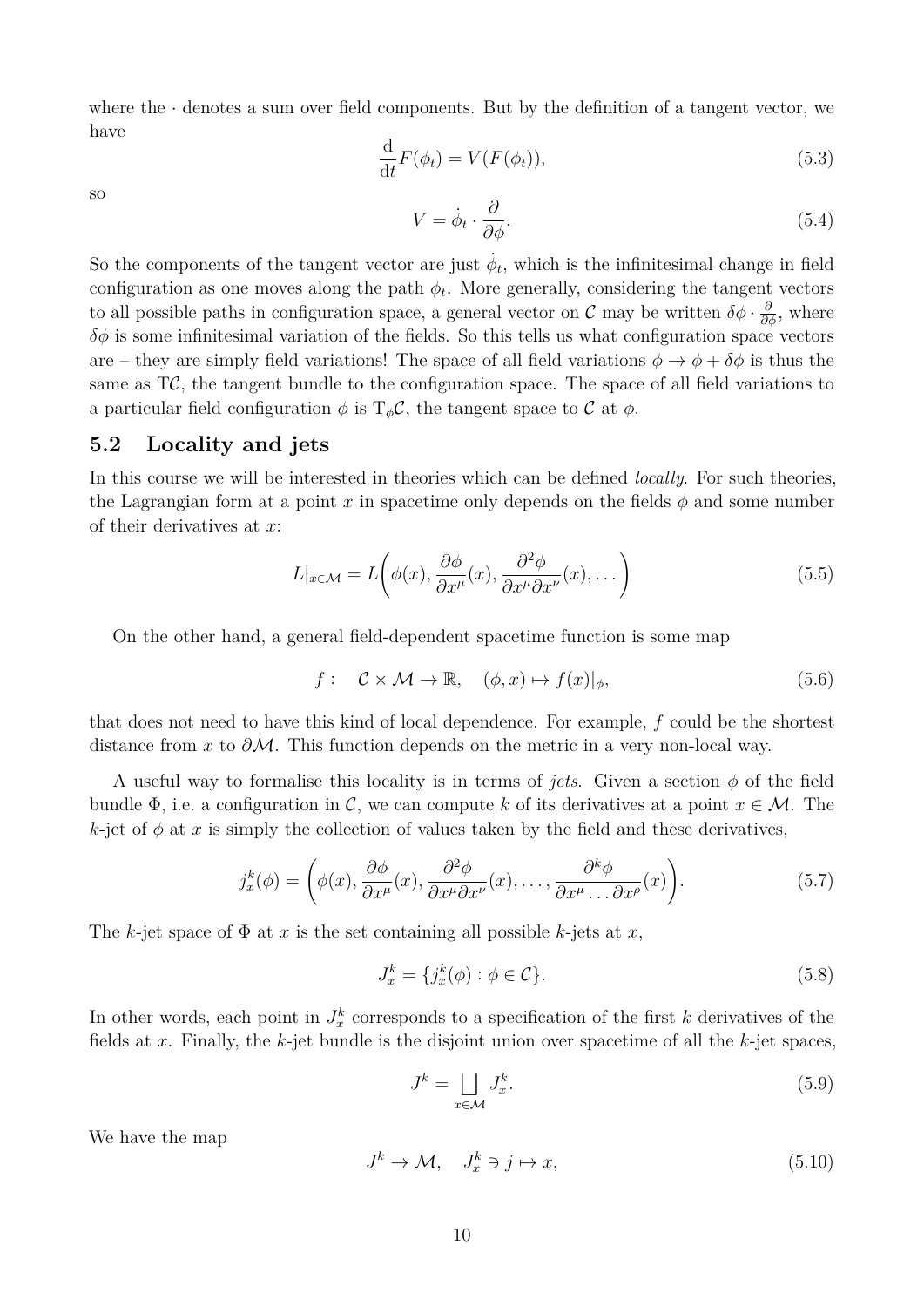where the $\cdot$ denotes a sum over field components. But by the definition of a tangent vector, we have

$$\frac{\mathrm{d}}{\mathrm{d}t}F(\phi_t) = V(F(\phi_t)), \tag{5.3}$$

so

$$V = \dot{\phi}_t \cdot \frac{\partial}{\partial \phi}. \tag{5.4}$$

So the components of the tangent vector are just $\dot{\phi}_t$, which is the infinitesimal change in field configuration as one moves along the path $\phi_t$. More generally, considering the tangent vectors to all possible paths in configuration space, a general vector on $\mathcal{C}$ may be written $\delta\phi \cdot \frac{\partial}{\partial \phi}$, where $\delta\phi$ is some infinitesimal variation of the fields. So this tells us what configuration space vectors are – they are simply field variations! The space of all field variations $\phi \to \phi + \delta\phi$ is thus the same as $\mathrm{T}\mathcal{C}$, the tangent bundle to the configuration space. The space of all field variations to a particular field configuration $\phi$ is $\mathrm{T}_\phi\mathcal{C}$, the tangent space to $\mathcal{C}$ at $\phi$.

## 5.2 Locality and jets

In this course we will be interested in theories which can be defined *locally*. For such theories, the Lagrangian form at a point $x$ in spacetime only depends on the fields $\phi$ and some number of their derivatives at $x$:

$$L|_{x\in\mathcal{M}} = L\bigg(\phi(x), \frac{\partial\phi}{\partial x^\mu}(x), \frac{\partial^2\phi}{\partial x^\mu \partial x^\nu}(x), \dots\bigg) \tag{5.5}$$

On the other hand, a general field-dependent spacetime function is some map

$$f: \quad \mathcal{C} \times \mathcal{M} \to \mathbb{R}, \quad (\phi, x) \mapsto f(x)|_\phi, \tag{5.6}$$

that does not need to have this kind of local dependence. For example, $f$ could be the shortest distance from $x$ to $\partial\mathcal{M}$. This function depends on the metric in a very non-local way.

A useful way to formalise this locality is in terms of *jets*. Given a section $\phi$ of the field bundle $\Phi$, i.e. a configuration in $\mathcal{C}$, we can compute $k$ of its derivatives at a point $x \in \mathcal{M}$. The $k$-jet of $\phi$ at $x$ is simply the collection of values taken by the field and these derivatives,

$$j^k_x(\phi) = \bigg(\phi(x), \frac{\partial\phi}{\partial x^\mu}(x), \frac{\partial^2\phi}{\partial x^\mu \partial x^\nu}(x), \dots, \frac{\partial^k\phi}{\partial x^\mu \dots \partial x^\rho}(x)\bigg). \tag{5.7}$$

The $k$-jet space of $\Phi$ at $x$ is the set containing all possible $k$-jets at $x$,

$$J^k_x = \{j^k_x(\phi) : \phi \in \mathcal{C}\}. \tag{5.8}$$

In other words, each point in $J^k_x$ corresponds to a specification of the first $k$ derivatives of the fields at $x$. Finally, the $k$-jet bundle is the disjoint union over spacetime of all the $k$-jet spaces,

$$J^k = \bigsqcup_{x\in\mathcal{M}} J^k_x. \tag{5.9}$$

We have the map

$$J^k \to \mathcal{M}, \quad J^k_x \ni j \mapsto x, \tag{5.10}$$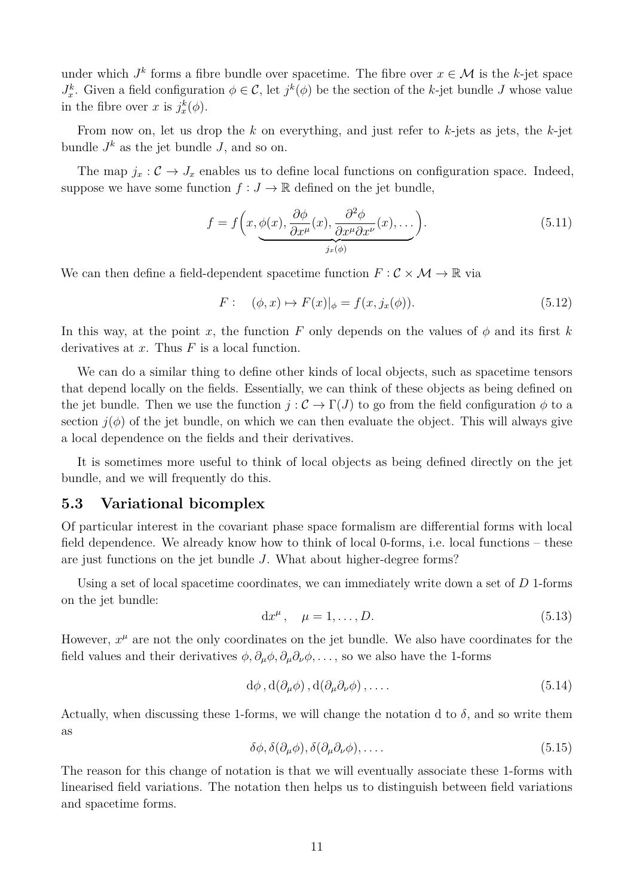under which $J^k$ forms a fibre bundle over spacetime. The fibre over $x \in \mathcal{M}$ is the $k$-jet space $J^k_x$. Given a field configuration $\phi \in \mathcal{C}$, let $j^k(\phi)$ be the section of the $k$-jet bundle $J$ whose value in the fibre over $x$ is $j^k_x(\phi)$.

From now on, let us drop the $k$ on everything, and just refer to $k$-jets as jets, the $k$-jet bundle $J^k$ as the jet bundle $J$, and so on.

The map $j_x : \mathcal{C} \to J_x$ enables us to define local functions on configuration space. Indeed, suppose we have some function $f : J \to \mathbb{R}$ defined on the jet bundle,

$$f = f\Big(x, \underbrace{\phi(x), \frac{\partial \phi}{\partial x^\mu}(x), \frac{\partial^2 \phi}{\partial x^\mu \partial x^\nu}(x), \dots}_{j_x(\phi)}\Big). \tag{5.11}$$

We can then define a field-dependent spacetime function $F : \mathcal{C} \times \mathcal{M} \to \mathbb{R}$ via

$$F : \quad (\phi, x) \mapsto F(x)|_\phi = f(x, j_x(\phi)). \tag{5.12}$$

In this way, at the point $x$, the function $F$ only depends on the values of $\phi$ and its first $k$ derivatives at $x$. Thus $F$ is a local function.

We can do a similar thing to define other kinds of local objects, such as spacetime tensors that depend locally on the fields. Essentially, we can think of these objects as being defined on the jet bundle. Then we use the function $j : \mathcal{C} \to \Gamma(J)$ to go from the field configuration $\phi$ to a section $j(\phi)$ of the jet bundle, on which we can then evaluate the object. This will always give a local dependence on the fields and their derivatives.

It is sometimes more useful to think of local objects as being defined directly on the jet bundle, and we will frequently do this.

## 5.3 Variational bicomplex

Of particular interest in the covariant phase space formalism are differential forms with local field dependence. We already know how to think of local 0-forms, i.e. local functions – these are just functions on the jet bundle $J$. What about higher-degree forms?

Using a set of local spacetime coordinates, we can immediately write down a set of $D$ 1-forms on the jet bundle:

$$\mathrm{d}x^\mu, \quad \mu = 1, \dots, D. \tag{5.13}$$

However, $x^\mu$ are not the only coordinates on the jet bundle. We also have coordinates for the field values and their derivatives $\phi, \partial_\mu \phi, \partial_\mu \partial_\nu \phi, \dots$, so we also have the 1-forms

$$\mathrm{d}\phi \, , \mathrm{d}(\partial_\mu \phi) \, , \mathrm{d}(\partial_\mu \partial_\nu \phi) \, , \dots . \tag{5.14}$$

Actually, when discussing these 1-forms, we will change the notation d to $\delta$, and so write them as

$$\delta\phi, \delta(\partial_\mu \phi), \delta(\partial_\mu \partial_\nu \phi), \dots . \tag{5.15}$$

The reason for this change of notation is that we will eventually associate these 1-forms with linearised field variations. The notation then helps us to distinguish between field variations and spacetime forms.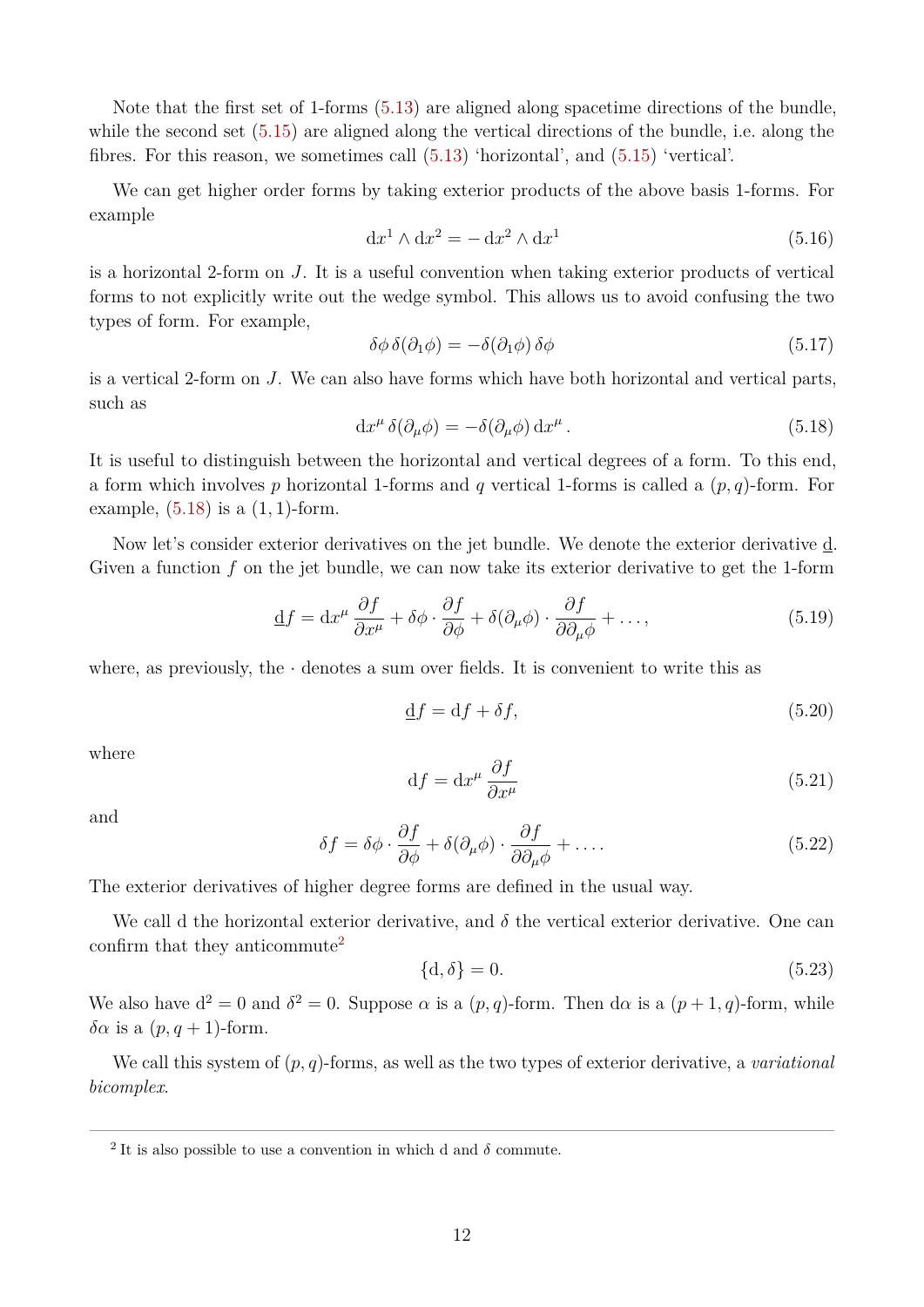Note that the first set of 1-forms (5.13) are aligned along spacetime directions of the bundle, while the second set (5.15) are aligned along the vertical directions of the bundle, i.e. along the fibres. For this reason, we sometimes call (5.13) 'horizontal', and (5.15) 'vertical'.

We can get higher order forms by taking exterior products of the above basis 1-forms. For example

$$\mathrm{d}x^1 \wedge \mathrm{d}x^2 = -\,\mathrm{d}x^2 \wedge \mathrm{d}x^1 \tag{5.16}$$

is a horizontal 2-form on $J$. It is a useful convention when taking exterior products of vertical forms to not explicitly write out the wedge symbol. This allows us to avoid confusing the two types of form. For example,

$$\delta\phi\,\delta(\partial_1\phi) = -\delta(\partial_1\phi)\,\delta\phi \tag{5.17}$$

is a vertical 2-form on $J$. We can also have forms which have both horizontal and vertical parts, such as

$$\mathrm{d}x^\mu\,\delta(\partial_\mu\phi) = -\delta(\partial_\mu\phi)\,\mathrm{d}x^\mu\,. \tag{5.18}$$

It is useful to distinguish between the horizontal and vertical degrees of a form. To this end, a form which involves $p$ horizontal 1-forms and $q$ vertical 1-forms is called a $(p,q)$-form. For example, (5.18) is a $(1,1)$-form.

Now let's consider exterior derivatives on the jet bundle. We denote the exterior derivative $\underline{\mathrm{d}}$. Given a function $f$ on the jet bundle, we can now take its exterior derivative to get the 1-form

$$\underline{\mathrm{d}}f = \mathrm{d}x^\mu\,\frac{\partial f}{\partial x^\mu} + \delta\phi\cdot\frac{\partial f}{\partial\phi} + \delta(\partial_\mu\phi)\cdot\frac{\partial f}{\partial\partial_\mu\phi} + \ldots, \tag{5.19}$$

where, as previously, the $\cdot$ denotes a sum over fields. It is convenient to write this as

$$\underline{\mathrm{d}}f = \mathrm{d}f + \delta f, \tag{5.20}$$

where

$$\mathrm{d}f = \mathrm{d}x^\mu\,\frac{\partial f}{\partial x^\mu} \tag{5.21}$$

and

$$\delta f = \delta\phi\cdot\frac{\partial f}{\partial\phi} + \delta(\partial_\mu\phi)\cdot\frac{\partial f}{\partial\partial_\mu\phi} + \ldots. \tag{5.22}$$

The exterior derivatives of higher degree forms are defined in the usual way.

We call $\mathrm{d}$ the horizontal exterior derivative, and $\delta$ the vertical exterior derivative. One can confirm that they anticommute[2]

$$\{\mathrm{d},\delta\} = 0. \tag{5.23}$$

We also have $\mathrm{d}^2 = 0$ and $\delta^2 = 0$. Suppose $\alpha$ is a $(p,q)$-form. Then $\mathrm{d}\alpha$ is a $(p+1,q)$-form, while $\delta\alpha$ is a $(p,q+1)$-form.

We call this system of $(p,q)$-forms, as well as the two types of exterior derivative, a *variational bicomplex*.

---

[2] It is also possible to use a convention in which $\mathrm{d}$ and $\delta$ commute.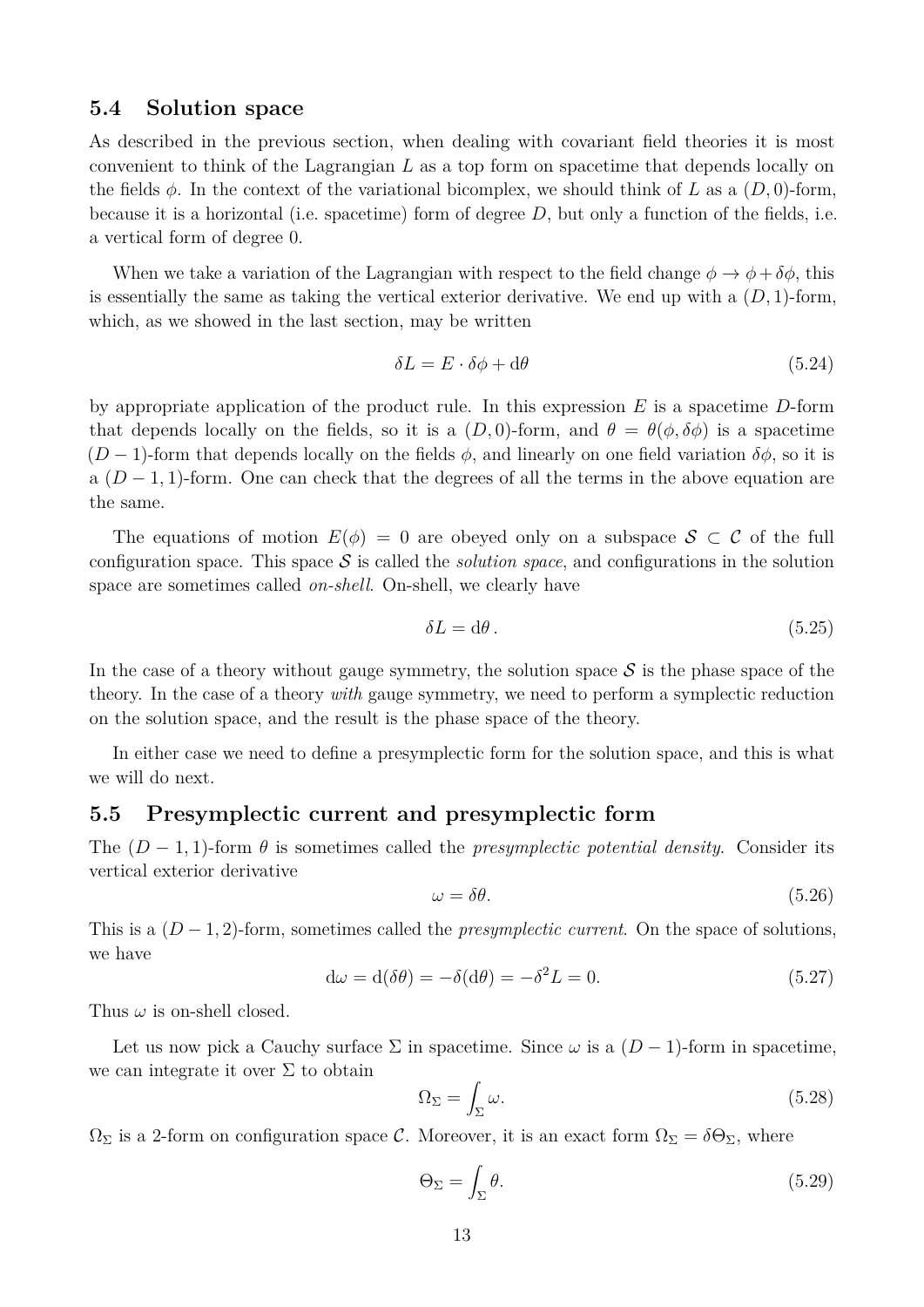## 5.4 Solution space

As described in the previous section, when dealing with covariant field theories it is most convenient to think of the Lagrangian $L$ as a top form on spacetime that depends locally on the fields $\phi$. In the context of the variational bicomplex, we should think of $L$ as a $(D, 0)$-form, because it is a horizontal (i.e. spacetime) form of degree $D$, but only a function of the fields, i.e. a vertical form of degree 0.

When we take a variation of the Lagrangian with respect to the field change $\phi \to \phi + \delta\phi$, this is essentially the same as taking the vertical exterior derivative. We end up with a $(D, 1)$-form, which, as we showed in the last section, may be written

$$\delta L = E \cdot \delta\phi + \mathrm{d}\theta \tag{5.24}$$

by appropriate application of the product rule. In this expression $E$ is a spacetime $D$-form that depends locally on the fields, so it is a $(D, 0)$-form, and $\theta = \theta(\phi, \delta\phi)$ is a spacetime $(D-1)$-form that depends locally on the fields $\phi$, and linearly on one field variation $\delta\phi$, so it is a $(D-1, 1)$-form. One can check that the degrees of all the terms in the above equation are the same.

The equations of motion $E(\phi) = 0$ are obeyed only on a subspace $\mathcal{S} \subset \mathcal{C}$ of the full configuration space. This space $\mathcal{S}$ is called the *solution space*, and configurations in the solution space are sometimes called *on-shell*. On-shell, we clearly have

$$\delta L = \mathrm{d}\theta\,. \tag{5.25}$$

In the case of a theory without gauge symmetry, the solution space $\mathcal{S}$ is the phase space of the theory. In the case of a theory *with* gauge symmetry, we need to perform a symplectic reduction on the solution space, and the result is the phase space of the theory.

In either case we need to define a presymplectic form for the solution space, and this is what we will do next.

## 5.5 Presymplectic current and presymplectic form

The $(D-1, 1)$-form $\theta$ is sometimes called the *presymplectic potential density*. Consider its vertical exterior derivative

$$\omega = \delta\theta. \tag{5.26}$$

This is a $(D-1, 2)$-form, sometimes called the *presymplectic current*. On the space of solutions, we have

$$\mathrm{d}\omega = \mathrm{d}(\delta\theta) = -\delta(\mathrm{d}\theta) = -\delta^2 L = 0. \tag{5.27}$$

Thus $\omega$ is on-shell closed.

Let us now pick a Cauchy surface $\Sigma$ in spacetime. Since $\omega$ is a $(D-1)$-form in spacetime, we can integrate it over $\Sigma$ to obtain

$$\Omega_\Sigma = \int_\Sigma \omega. \tag{5.28}$$

$\Omega_\Sigma$ is a 2-form on configuration space $\mathcal{C}$. Moreover, it is an exact form $\Omega_\Sigma = \delta\Theta_\Sigma$, where

$$\Theta_\Sigma = \int_\Sigma \theta. \tag{5.29}$$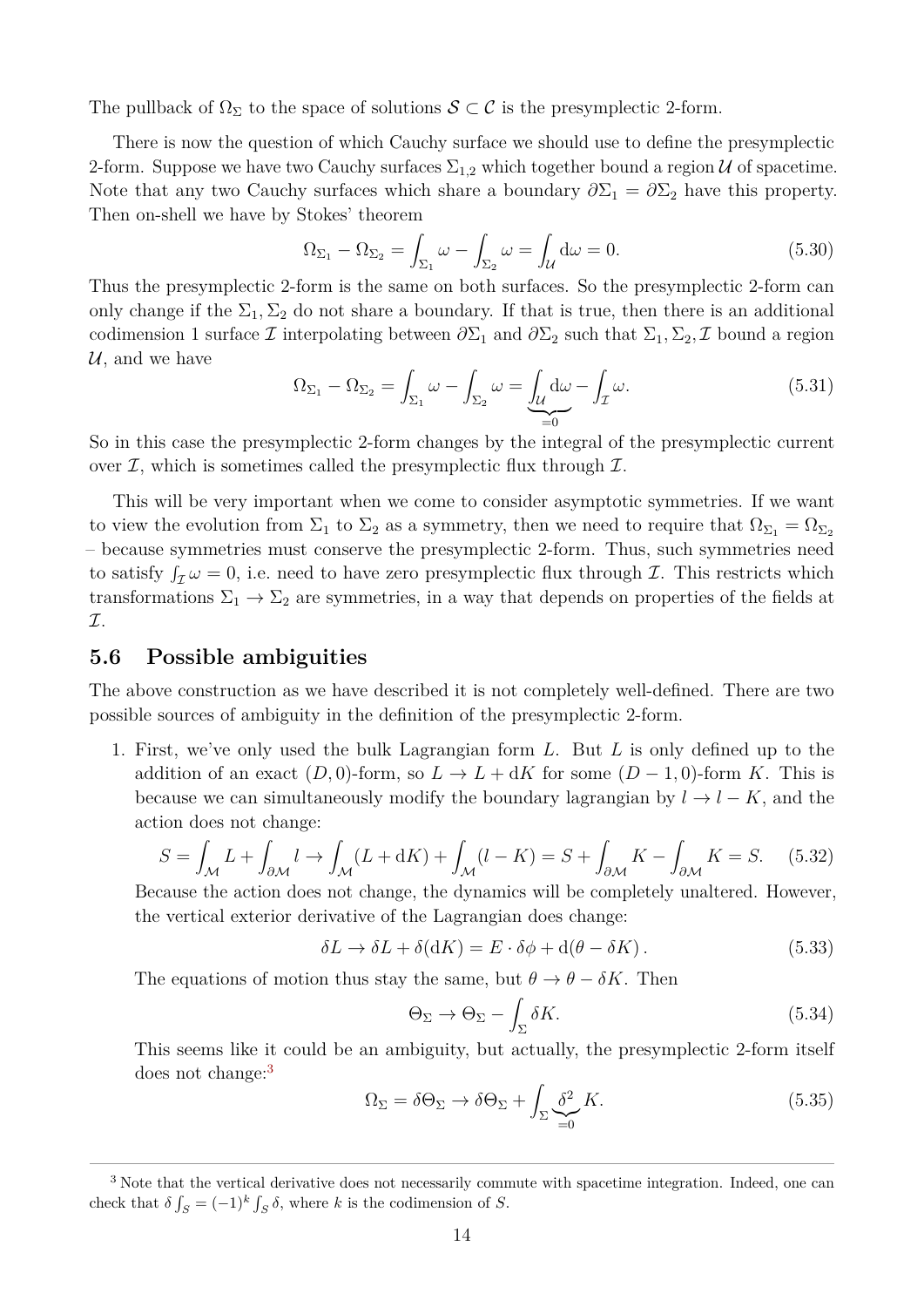The pullback of $\Omega_\Sigma$ to the space of solutions $\mathcal{S} \subset \mathcal{C}$ is the presymplectic 2-form.

There is now the question of which Cauchy surface we should use to define the presymplectic 2-form. Suppose we have two Cauchy surfaces $\Sigma_{1,2}$ which together bound a region $\mathcal{U}$ of spacetime. Note that any two Cauchy surfaces which share a boundary $\partial\Sigma_1 = \partial\Sigma_2$ have this property. Then on-shell we have by Stokes' theorem

$$\Omega_{\Sigma_1} - \Omega_{\Sigma_2} = \int_{\Sigma_1} \omega - \int_{\Sigma_2} \omega = \int_{\mathcal{U}} \mathrm{d}\omega = 0. \tag{5.30}$$

Thus the presymplectic 2-form is the same on both surfaces. So the presymplectic 2-form can only change if the $\Sigma_1, \Sigma_2$ do not share a boundary. If that is true, then there is an additional codimension 1 surface $\mathcal{I}$ interpolating between $\partial\Sigma_1$ and $\partial\Sigma_2$ such that $\Sigma_1, \Sigma_2, \mathcal{I}$ bound a region $\mathcal{U}$, and we have

$$\Omega_{\Sigma_1} - \Omega_{\Sigma_2} = \int_{\Sigma_1} \omega - \int_{\Sigma_2} \omega = \underbrace{\int_{\mathcal{U}} \mathrm{d}\omega}_{=0} - \int_{\mathcal{I}} \omega. \tag{5.31}$$

So in this case the presymplectic 2-form changes by the integral of the presymplectic current over $\mathcal{I}$, which is sometimes called the presymplectic flux through $\mathcal{I}$.

This will be very important when we come to consider asymptotic symmetries. If we want to view the evolution from $\Sigma_1$ to $\Sigma_2$ as a symmetry, then we need to require that $\Omega_{\Sigma_1} = \Omega_{\Sigma_2}$ – because symmetries must conserve the presymplectic 2-form. Thus, such symmetries need to satisfy $\int_{\mathcal{I}} \omega = 0$, i.e. need to have zero presymplectic flux through $\mathcal{I}$. This restricts which transformations $\Sigma_1 \to \Sigma_2$ are symmetries, in a way that depends on properties of the fields at $\mathcal{I}$.

## 5.6 Possible ambiguities

The above construction as we have described it is not completely well-defined. There are two possible sources of ambiguity in the definition of the presymplectic 2-form.

1. First, we've only used the bulk Lagrangian form $L$. But $L$ is only defined up to the addition of an exact $(D, 0)$-form, so $L \to L + \mathrm{d}K$ for some $(D-1, 0)$-form $K$. This is because we can simultaneously modify the boundary lagrangian by $l \to l - K$, and the action does not change:
$$S = \int_{\mathcal{M}} L + \int_{\partial\mathcal{M}} l \to \int_{\mathcal{M}} (L + \mathrm{d}K) + \int_{\mathcal{M}} (l - K) = S + \int_{\partial\mathcal{M}} K - \int_{\partial\mathcal{M}} K = S. \tag{5.32}$$
Because the action does not change, the dynamics will be completely unaltered. However, the vertical exterior derivative of the Lagrangian does change:
$$\delta L \to \delta L + \delta(\mathrm{d}K) = E \cdot \delta\phi + \mathrm{d}(\theta - \delta K). \tag{5.33}$$
The equations of motion thus stay the same, but $\theta \to \theta - \delta K$. Then
$$\Theta_\Sigma \to \Theta_\Sigma - \int_\Sigma \delta K. \tag{5.34}$$
This seems like it could be an ambiguity, but actually, the presymplectic 2-form itself does not change:[3]
$$\Omega_\Sigma = \delta\Theta_\Sigma \to \delta\Theta_\Sigma + \int_\Sigma \underbrace{\delta^2}_{=0} K. \tag{5.35}$$

---

[3] Note that the vertical derivative does not necessarily commute with spacetime integration. Indeed, one can check that $\delta \int_S = (-1)^k \int_S \delta$, where $k$ is the codimension of $S$.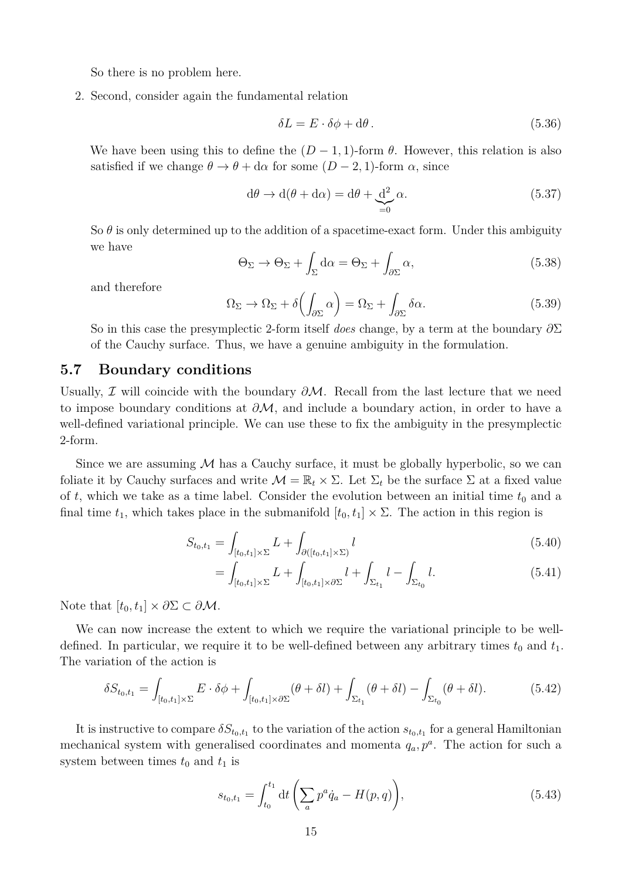So there is no problem here.

2. Second, consider again the fundamental relation

$$\delta L = E \cdot \delta\phi + \mathrm{d}\theta\,. \tag{5.36}$$

We have been using this to define the $(D-1,1)$-form $\theta$. However, this relation is also satisfied if we change $\theta \to \theta + \mathrm{d}\alpha$ for some $(D-2,1)$-form $\alpha$, since

$$\mathrm{d}\theta \to \mathrm{d}(\theta + \mathrm{d}\alpha) = \mathrm{d}\theta + \underbrace{\mathrm{d}^2}_{=0}\alpha. \tag{5.37}$$

So $\theta$ is only determined up to the addition of a spacetime-exact form. Under this ambiguity we have

$$\Theta_\Sigma \to \Theta_\Sigma + \int_\Sigma \mathrm{d}\alpha = \Theta_\Sigma + \int_{\partial\Sigma} \alpha, \tag{5.38}$$

and therefore

$$\Omega_\Sigma \to \Omega_\Sigma + \delta\Big(\int_{\partial\Sigma} \alpha\Big) = \Omega_\Sigma + \int_{\partial\Sigma} \delta\alpha. \tag{5.39}$$

So in this case the presymplectic 2-form itself *does* change, by a term at the boundary $\partial\Sigma$ of the Cauchy surface. Thus, we have a genuine ambiguity in the formulation.

## 5.7 Boundary conditions

Usually, $\mathcal{I}$ will coincide with the boundary $\partial\mathcal{M}$. Recall from the last lecture that we need to impose boundary conditions at $\partial\mathcal{M}$, and include a boundary action, in order to have a well-defined variational principle. We can use these to fix the ambiguity in the presymplectic 2-form.

Since we are assuming $\mathcal{M}$ has a Cauchy surface, it must be globally hyperbolic, so we can foliate it by Cauchy surfaces and write $\mathcal{M} = \mathbb{R}_t \times \Sigma$. Let $\Sigma_t$ be the surface $\Sigma$ at a fixed value of $t$, which we take as a time label. Consider the evolution between an initial time $t_0$ and a final time $t_1$, which takes place in the submanifold $[t_0, t_1] \times \Sigma$. The action in this region is

$$S_{t_0,t_1} = \int_{[t_0,t_1]\times\Sigma} L + \int_{\partial([t_0,t_1]\times\Sigma)} l \tag{5.40}$$

$$= \int_{[t_0,t_1]\times\Sigma} L + \int_{[t_0,t_1]\times\partial\Sigma} l + \int_{\Sigma_{t_1}} l - \int_{\Sigma_{t_0}} l. \tag{5.41}$$

Note that $[t_0, t_1] \times \partial\Sigma \subset \partial\mathcal{M}$.

We can now increase the extent to which we require the variational principle to be well-defined. In particular, we require it to be well-defined between any arbitrary times $t_0$ and $t_1$. The variation of the action is

$$\delta S_{t_0,t_1} = \int_{[t_0,t_1]\times\Sigma} E \cdot \delta\phi + \int_{[t_0,t_1]\times\partial\Sigma} (\theta + \delta l) + \int_{\Sigma_{t_1}} (\theta + \delta l) - \int_{\Sigma_{t_0}} (\theta + \delta l). \tag{5.42}$$

It is instructive to compare $\delta S_{t_0,t_1}$ to the variation of the action $s_{t_0,t_1}$ for a general Hamiltonian mechanical system with generalised coordinates and momenta $q_a, p^a$. The action for such a system between times $t_0$ and $t_1$ is

$$s_{t_0,t_1} = \int_{t_0}^{t_1} \mathrm{d}t \left( \sum_a p^a \dot{q}_a - H(p,q) \right), \tag{5.43}$$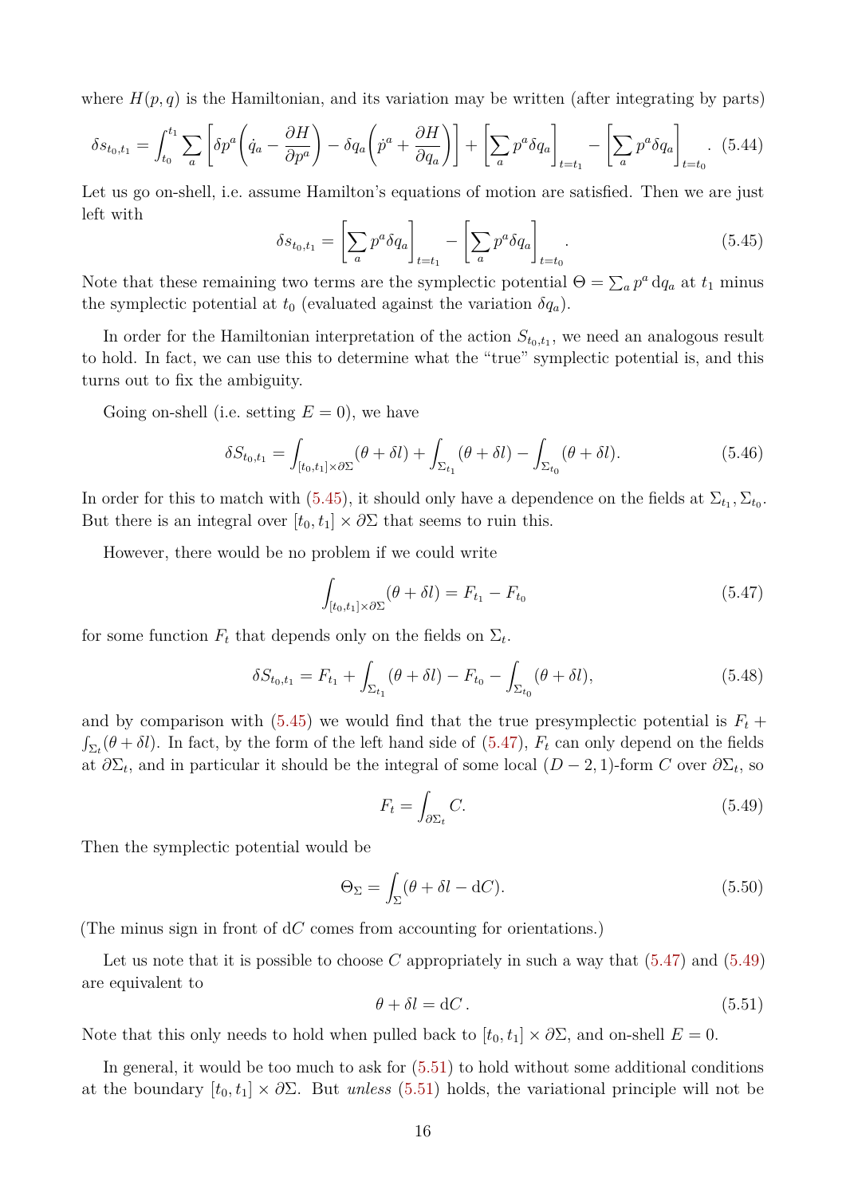where $H(p,q)$ is the Hamiltonian, and its variation may be written (after integrating by parts)

$$\delta s_{t_0,t_1} = \int_{t_0}^{t_1} \sum_a \left[ \delta p^a \left( \dot{q}_a - \frac{\partial H}{\partial p^a} \right) - \delta q_a \left( \dot{p}^a + \frac{\partial H}{\partial q_a} \right) \right] + \left[ \sum_a p^a \delta q_a \right]_{t=t_1} - \left[ \sum_a p^a \delta q_a \right]_{t=t_0} . \tag{5.44}$$

Let us go on-shell, i.e. assume Hamilton's equations of motion are satisfied. Then we are just left with

$$\delta s_{t_0,t_1} = \left[ \sum_a p^a \delta q_a \right]_{t=t_1} - \left[ \sum_a p^a \delta q_a \right]_{t=t_0} . \tag{5.45}$$

Note that these remaining two terms are the symplectic potential $\Theta = \sum_a p^a \, \mathrm{d}q_a$ at $t_1$ minus the symplectic potential at $t_0$ (evaluated against the variation $\delta q_a$).

In order for the Hamiltonian interpretation of the action $S_{t_0,t_1}$, we need an analogous result to hold. In fact, we can use this to determine what the "true" symplectic potential is, and this turns out to fix the ambiguity.

Going on-shell (i.e. setting $E = 0$), we have

$$\delta S_{t_0,t_1} = \int_{[t_0,t_1]\times\partial\Sigma} (\theta + \delta l) + \int_{\Sigma_{t_1}} (\theta + \delta l) - \int_{\Sigma_{t_0}} (\theta + \delta l). \tag{5.46}$$

In order for this to match with (5.45), it should only have a dependence on the fields at $\Sigma_{t_1}, \Sigma_{t_0}$. But there is an integral over $[t_0, t_1] \times \partial\Sigma$ that seems to ruin this.

However, there would be no problem if we could write

$$\int_{[t_0,t_1]\times\partial\Sigma} (\theta + \delta l) = F_{t_1} - F_{t_0} \tag{5.47}$$

for some function $F_t$ that depends only on the fields on $\Sigma_t$.

$$\delta S_{t_0,t_1} = F_{t_1} + \int_{\Sigma_{t_1}} (\theta + \delta l) - F_{t_0} - \int_{\Sigma_{t_0}} (\theta + \delta l), \tag{5.48}$$

and by comparison with (5.45) we would find that the true presymplectic potential is $F_t + \int_{\Sigma_t}(\theta + \delta l)$. In fact, by the form of the left hand side of (5.47), $F_t$ can only depend on the fields at $\partial\Sigma_t$, and in particular it should be the integral of some local $(D-2,1)$-form $C$ over $\partial\Sigma_t$, so

$$F_t = \int_{\partial\Sigma_t} C. \tag{5.49}$$

Then the symplectic potential would be

$$\Theta_\Sigma = \int_\Sigma (\theta + \delta l - \mathrm{d}C). \tag{5.50}$$

(The minus sign in front of $\mathrm{d}C$ comes from accounting for orientations.)

Let us note that it is possible to choose $C$ appropriately in such a way that (5.47) and (5.49) are equivalent to

$$\theta + \delta l = \mathrm{d}C \, . \tag{5.51}$$

Note that this only needs to hold when pulled back to $[t_0, t_1] \times \partial\Sigma$, and on-shell $E = 0$.

In general, it would be too much to ask for (5.51) to hold without some additional conditions at the boundary $[t_0, t_1] \times \partial\Sigma$. But *unless* (5.51) holds, the variational principle will not be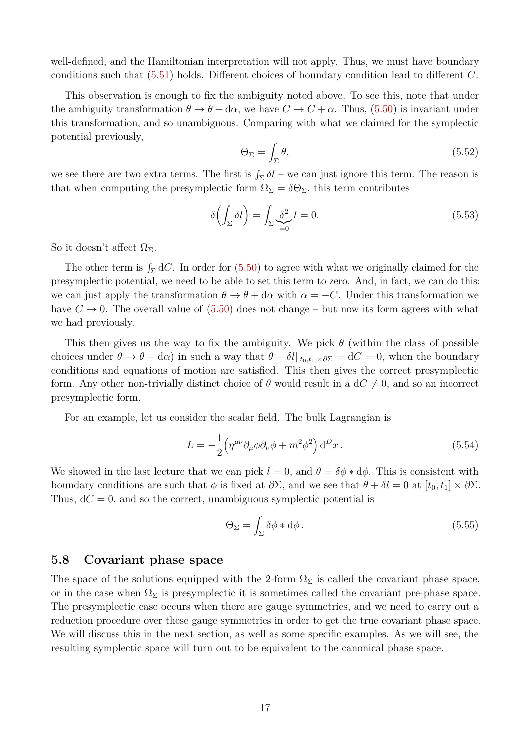well-defined, and the Hamiltonian interpretation will not apply. Thus, we must have boundary conditions such that (5.51) holds. Different choices of boundary condition lead to different $C$.

This observation is enough to fix the ambiguity noted above. To see this, note that under the ambiguity transformation $\theta \to \theta + \mathrm{d}\alpha$, we have $C \to C + \alpha$. Thus, (5.50) is invariant under this transformation, and so unambiguous. Comparing with what we claimed for the symplectic potential previously,

$$\Theta_\Sigma = \int_\Sigma \theta, \tag{5.52}$$

we see there are two extra terms. The first is $\int_\Sigma \delta l$ – we can just ignore this term. The reason is that when computing the presymplectic form $\Omega_\Sigma = \delta\Theta_\Sigma$, this term contributes

$$\delta\Big(\int_\Sigma \delta l\Big) = \int_\Sigma \underbrace{\delta^2}_{=0} l = 0. \tag{5.53}$$

So it doesn't affect $\Omega_\Sigma$.

The other term is $\int_\Sigma \mathrm{d}C$. In order for (5.50) to agree with what we originally claimed for the presymplectic potential, we need to be able to set this term to zero. And, in fact, we can do this: we can just apply the transformation $\theta \to \theta + \mathrm{d}\alpha$ with $\alpha = -C$. Under this transformation we have $C \to 0$. The overall value of (5.50) does not change – but now its form agrees with what we had previously.

This then gives us the way to fix the ambiguity. We pick $\theta$ (within the class of possible choices under $\theta \to \theta + \mathrm{d}\alpha$) in such a way that $\theta + \delta l|_{[t_0,t_1]\times\partial\Sigma} = \mathrm{d}C = 0$, when the boundary conditions and equations of motion are satisfied. This then gives the correct presymplectic form. Any other non-trivially distinct choice of $\theta$ would result in a $\mathrm{d}C \neq 0$, and so an incorrect presymplectic form.

For an example, let us consider the scalar field. The bulk Lagrangian is

$$L = -\frac{1}{2}\Big(\eta^{\mu\nu}\partial_\mu\phi\partial_\nu\phi + m^2\phi^2\Big)\,\mathrm{d}^D x\,. \tag{5.54}$$

We showed in the last lecture that we can pick $l = 0$, and $\theta = \delta\phi * \mathrm{d}\phi$. This is consistent with boundary conditions are such that $\phi$ is fixed at $\partial\Sigma$, and we see that $\theta + \delta l = 0$ at $[t_0, t_1] \times \partial\Sigma$. Thus, $\mathrm{d}C = 0$, and so the correct, unambiguous symplectic potential is

$$\Theta_\Sigma = \int_\Sigma \delta\phi * \mathrm{d}\phi\,. \tag{5.55}$$

## 5.8 Covariant phase space

The space of the solutions equipped with the 2-form $\Omega_\Sigma$ is called the covariant phase space, or in the case when $\Omega_\Sigma$ is presymplectic it is sometimes called the covariant pre-phase space. The presymplectic case occurs when there are gauge symmetries, and we need to carry out a reduction procedure over these gauge symmetries in order to get the true covariant phase space. We will discuss this in the next section, as well as some specific examples. As we will see, the resulting symplectic space will turn out to be equivalent to the canonical phase space.